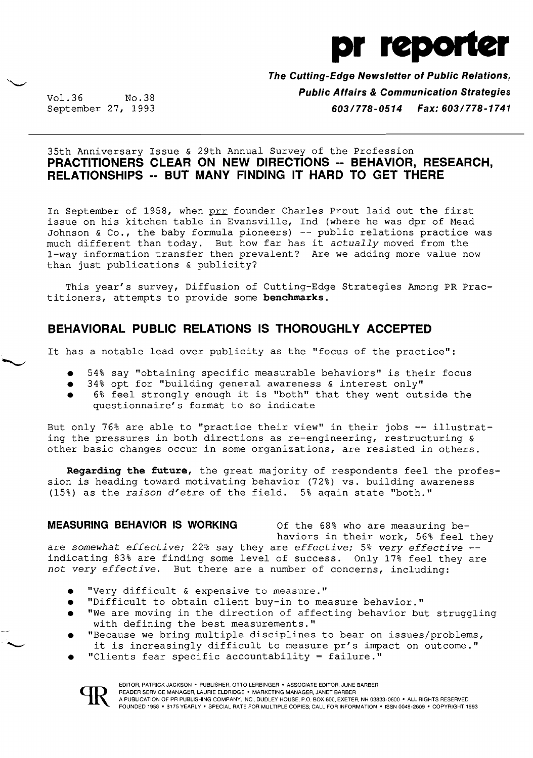# pr reporter

***The Cutting-Edge Newsletter of Public Relations, Public Affairs & Communication Strategies***

***603/778-0514 Fax: 603/778-1741***

Vol.36 No.38
September 27, 1993

35th Anniversary Issue & 29th Annual Survey of the Profession

## PRACTITIONERS CLEAR ON NEW DIRECTIONS -- BEHAVIOR, RESEARCH, RELATIONSHIPS -- BUT MANY FINDING IT HARD TO GET THERE

In September of 1958, when prr founder Charles Prout laid out the first issue on his kitchen table in Evansville, Ind (where he was dpr of Mead Johnson & Co., the baby formula pioneers) -- public relations practice was much different than today. But how far has it *actually* moved from the 1-way information transfer then prevalent? Are we adding more value now than just publications & publicity?

This year's survey, Diffusion of Cutting-Edge Strategies Among PR Practitioners, attempts to provide some **benchmarks**.

## BEHAVIORAL PUBLIC RELATIONS IS THOROUGHLY ACCEPTED

It has a notable lead over publicity as the "focus of the practice":

- 54% say "obtaining specific measurable behaviors" is their focus
- 34% opt for "building general awareness & interest only"
- 6% feel strongly enough it is "both" that they went outside the questionnaire's format to so indicate

But only 76% are able to "practice their view" in their jobs -- illustrating the pressures in both directions as re-engineering, restructuring & other basic changes occur in some organizations, are resisted in others.

**Regarding the future,** the great majority of respondents feel the profession is heading toward motivating behavior (72%) vs. building awareness (15%) as the *raison d'etre* of the field. 5% again state "both."

**MEASURING BEHAVIOR IS WORKING** Of the 68% who are measuring behaviors in their work, 56% feel they are *somewhat effective;* 22% say they are *effective;* 5% *very effective* -- indicating 83% are finding some level of success. Only 17% feel they are *not very effective.* But there are a number of concerns, including:

- "Very difficult & expensive to measure."
- "Difficult to obtain client buy-in to measure behavior."
- "We are moving in the direction of affecting behavior but struggling with defining the best measurements."
- "Because we bring multiple disciplines to bear on issues/problems, it is increasingly difficult to measure pr's impact on outcome."
- "Clients fear specific accountability = failure."

EDITOR, PATRICK JACKSON • PUBLISHER, OTTO LERBINGER • ASSOCIATE EDITOR, JUNE BARBER
READER SERVICE MANAGER, LAURIE ELDRIDGE • MARKETING MANAGER, JANET BARBER
A PUBLICATION OF PR PUBLISHING COMPANY, INC., DUDLEY HOUSE, P.O. BOX 600, EXETER, NH 03833-0600 • ALL RIGHTS RESERVED
FOUNDED 1958 • $175 YEARLY • SPECIAL RATE FOR MULTIPLE COPIES; CALL FOR INFORMATION • ISSN 0048-2609 • COPYRIGHT 1993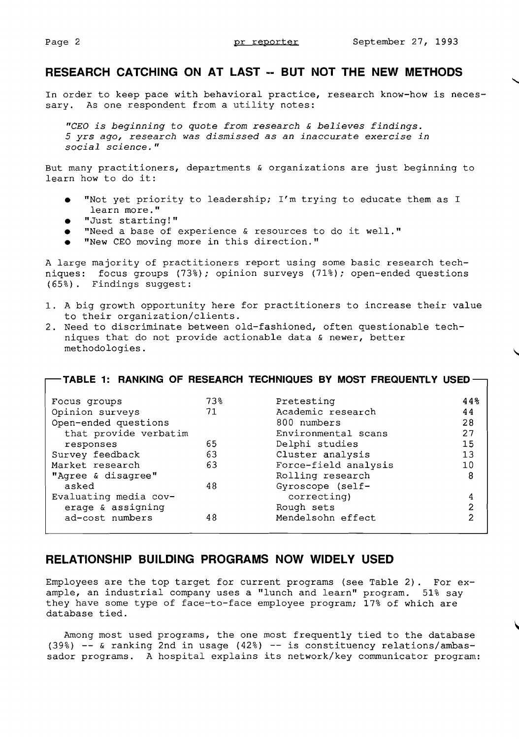## RESEARCH CATCHING ON AT LAST -- BUT NOT THE NEW METHODS

In order to keep pace with behavioral practice, research know-how is necessary. As one respondent from a utility notes:

> *"CEO is beginning to quote from research & believes findings. 5 yrs ago, research was dismissed as an inaccurate exercise in social science."*

But many practitioners, departments & organizations are just beginning to learn how to do it:

- "Not yet priority to leadership; I'm trying to educate them as I learn more."
- "Just starting!"
- "Need a base of experience & resources to do it well."
- "New CEO moving more in this direction."

A large majority of practitioners report using some basic research techniques: focus groups (73%); opinion surveys (71%); open-ended questions (65%). Findings suggest:

1. A big growth opportunity here for practitioners to increase their value to their organization/clients.
2. Need to discriminate between old-fashioned, often questionable techniques that do not provide actionable data & newer, better methodologies.

**TABLE 1: RANKING OF RESEARCH TECHNIQUES BY MOST FREQUENTLY USED**

| Technique | % | Technique | % |
|---|---|---|---|
| Focus groups | 73% | Pretesting | 44% |
| Opinion surveys | 71 | Academic research | 44 |
| Open-ended questions that provide verbatim responses | 65 | 800 numbers | 28 |
| Survey feedback | 63 | Environmental scans | 27 |
| Market research | 63 | Delphi studies | 15 |
| "Agree & disagree" asked | 48 | Cluster analysis | 13 |
| Evaluating media coverage & assigning ad-cost numbers | 48 | Force-field analysis | 10 |
| | | Rolling research | 8 |
| | | Gyroscope (self-correcting) | 4 |
| | | Rough sets | 2 |
| | | Mendelsohn effect | 2 |

## RELATIONSHIP BUILDING PROGRAMS NOW WIDELY USED

Employees are the top target for current programs (see Table 2). For example, an industrial company uses a "lunch and learn" program. 51% say they have some type of face-to-face employee program; 17% of which are database tied.

Among most used programs, the one most frequently tied to the database (39%) -- & ranking 2nd in usage (42%) -- is constituency relations/ambassador programs. A hospital explains its network/key communicator program: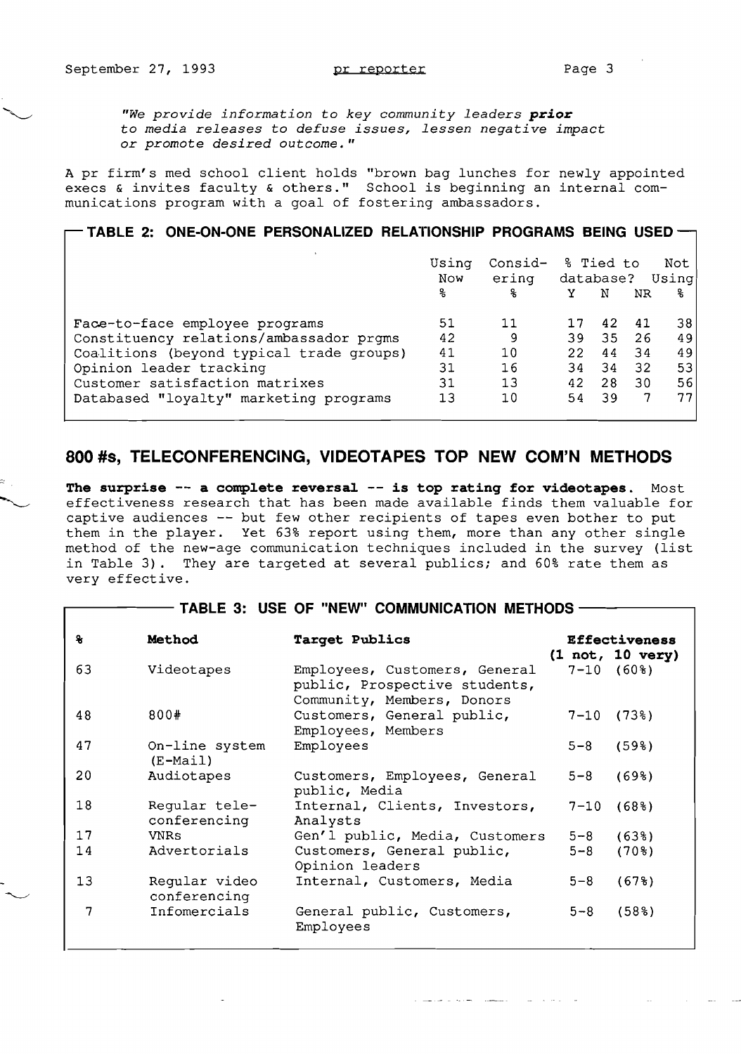*"We provide information to key community leaders **prior** to media releases to defuse issues, lessen negative impact or promote desired outcome."*

A pr firm's med school client holds "brown bag lunches for newly appointed execs & invites faculty & others." School is beginning an internal communications program with a goal of fostering ambassadors.

**TABLE 2: ONE-ON-ONE PERSONALIZED RELATIONSHIP PROGRAMS BEING USED**

| | Using Now % | Considering % | % Tied to database? Y | N | NR | Not Using % |
|---|---|---|---|---|---|---|
| Face-to-face employee programs | 51 | 11 | 17 | 42 | 41 | 38 |
| Constituency relations/ambassador prgms | 42 | 9 | 39 | 35 | 26 | 49 |
| Coalitions (beyond typical trade groups) | 41 | 10 | 22 | 44 | 34 | 49 |
| Opinion leader tracking | 31 | 16 | 34 | 34 | 32 | 53 |
| Customer satisfaction matrixes | 31 | 13 | 42 | 28 | 30 | 56 |
| Databased "loyalty" marketing programs | 13 | 10 | 54 | 39 | 7 | 77 |

## 800 #s, TELECONFERENCING, VIDEOTAPES TOP NEW COM'N METHODS

**The surprise -- a complete reversal -- is top rating for videotapes.** Most effectiveness research that has been made available finds them valuable for captive audiences -- but few other recipients of tapes even bother to put them in the player. Yet 63% report using them, more than any other single method of the new-age communication techniques included in the survey (list in Table 3). They are targeted at several publics; and 60% rate them as very effective.

**TABLE 3: USE OF "NEW" COMMUNICATION METHODS**

| % | Method | Target Publics | Effectiveness (1 not, 10 very) |
|---|---|---|---|
| 63 | Videotapes | Employees, Customers, General public, Prospective students, Community, Members, Donors | 7-10 (60%) |
| 48 | 800# | Customers, General public, Employees, Members | 7-10 (73%) |
| 47 | On-line system (E-Mail) | Employees | 5-8 (59%) |
| 20 | Audiotapes | Customers, Employees, General public, Media | 5-8 (69%) |
| 18 | Regular tele-conferencing | Internal, Clients, Investors, Analysts | 7-10 (68%) |
| 17 | VNRs | Gen'l public, Media, Customers | 5-8 (63%) |
| 14 | Advertorials | Customers, General public, Opinion leaders | 5-8 (70%) |
| 13 | Regular video conferencing | Internal, Customers, Media | 5-8 (67%) |
| 7 | Infomercials | General public, Customers, Employees | 5-8 (58%) |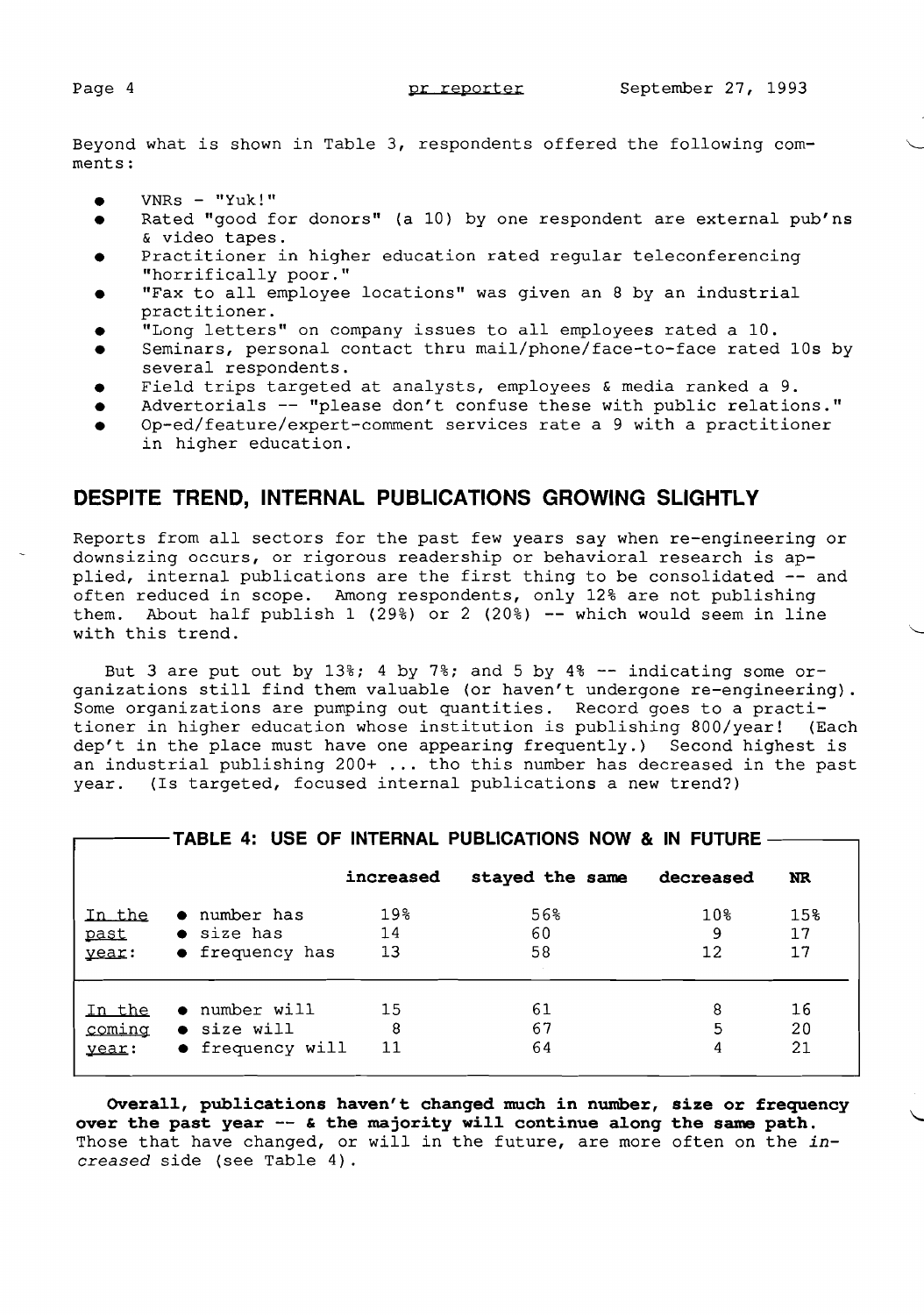Beyond what is shown in Table 3, respondents offered the following comments:

- VNRs - "Yuk!"
- Rated "good for donors" (a 10) by one respondent are external pub'ns & video tapes.
- Practitioner in higher education rated regular teleconferencing "horrifically poor."
- "Fax to all employee locations" was given an 8 by an industrial practitioner.
- "Long letters" on company issues to all employees rated a 10.
- Seminars, personal contact thru mail/phone/face-to-face rated 10s by several respondents.
- Field trips targeted at analysts, employees & media ranked a 9.
- Advertorials -- "please don't confuse these with public relations."
- Op-ed/feature/expert-comment services rate a 9 with a practitioner in higher education.

## DESPITE TREND, INTERNAL PUBLICATIONS GROWING SLIGHTLY

Reports from all sectors for the past few years say when re-engineering or downsizing occurs, or rigorous readership or behavioral research is applied, internal publications are the first thing to be consolidated -- and often reduced in scope. Among respondents, only 12% are not publishing them. About half publish 1 (29%) or 2 (20%) -- which would seem in line with this trend.

But 3 are put out by 13%; 4 by 7%; and 5 by 4% -- indicating some organizations still find them valuable (or haven't undergone re-engineering). Some organizations are pumping out quantities. Record goes to a practitioner in higher education whose institution is publishing 800/year! (Each dep't in the place must have one appearing frequently.) Second highest is an industrial publishing 200+ ... tho this number has decreased in the past year. (Is targeted, focused internal publications a new trend?)

**TABLE 4: USE OF INTERNAL PUBLICATIONS NOW & IN FUTURE**

| | | increased | stayed the same | decreased | NR |
|---|---|---|---|---|---|
| In the past year: | • number has | 19% | 56% | 10% | 15% |
| | • size has | 14 | 60 | 9 | 17 |
| | • frequency has | 13 | 58 | 12 | 17 |
| In the coming year: | • number will | 15 | 61 | 8 | 16 |
| | • size will | 8 | 67 | 5 | 20 |
| | • frequency will | 11 | 64 | 4 | 21 |

**Overall, publications haven't changed much in number, size or frequency over the past year -- & the majority will continue along the same path.** Those that have changed, or will in the future, are more often on the *increased* side (see Table 4).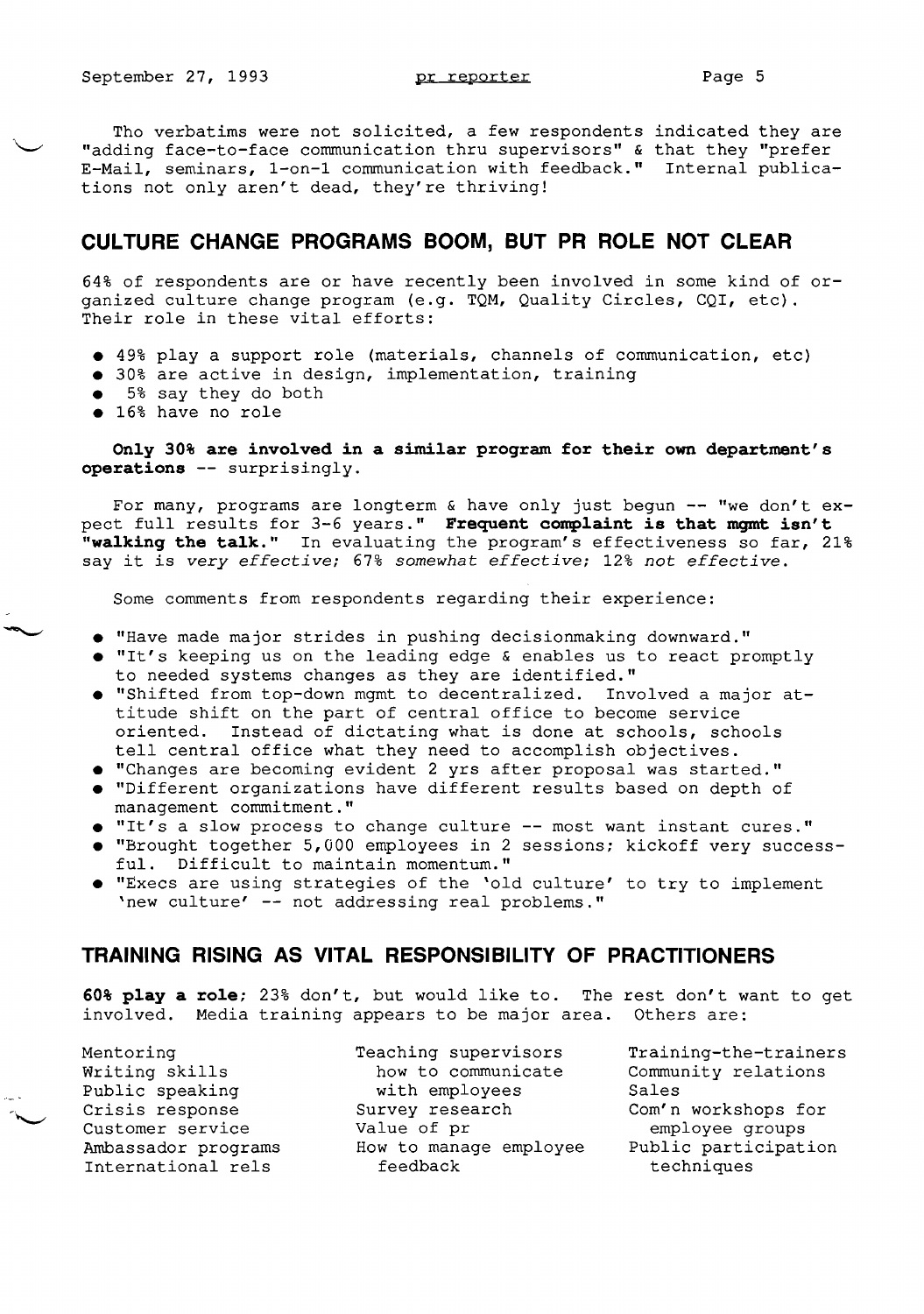Tho verbatims were not solicited, a few respondents indicated they are "adding face-to-face communication thru supervisors" & that they "prefer E-Mail, seminars, 1-on-1 communication with feedback." Internal publications not only aren't dead, they're thriving!

## CULTURE CHANGE PROGRAMS BOOM, BUT PR ROLE NOT CLEAR

64% of respondents are or have recently been involved in some kind of organized culture change program (e.g. TQM, Quality Circles, CQI, etc). Their role in these vital efforts:

- 49% play a support role (materials, channels of communication, etc)
- 30% are active in design, implementation, training
- 5% say they do both
- 16% have no role

**Only 30% are involved in a similar program for their own department's operations** -- surprisingly.

For many, programs are longterm & have only just begun -- "we don't expect full results for 3-6 years." **Frequent complaint is that mgmt isn't "walking the talk."** In evaluating the program's effectiveness so far, 21% say it is *very effective*; 67% *somewhat effective*; 12% *not effective*.

Some comments from respondents regarding their experience:

- "Have made major strides in pushing decisionmaking downward."
- "It's keeping us on the leading edge & enables us to react promptly to needed systems changes as they are identified."
- "Shifted from top-down mgmt to decentralized. Involved a major attitude shift on the part of central office to become service oriented. Instead of dictating what is done at schools, schools tell central office what they need to accomplish objectives.
- "Changes are becoming evident 2 yrs after proposal was started."
- "Different organizations have different results based on depth of management commitment."
- "It's a slow process to change culture -- most want instant cures."
- "Brought together 5,000 employees in 2 sessions; kickoff very successful. Difficult to maintain momentum."
- "Execs are using strategies of the 'old culture' to try to implement 'new culture' -- not addressing real problems."

## TRAINING RISING AS VITAL RESPONSIBILITY OF PRACTITIONERS

**60% play a role**; 23% don't, but would like to. The rest don't want to get involved. Media training appears to be major area. Others are:

- Mentoring
- Writing skills
- Public speaking
- Crisis response
- Customer service
- Ambassador programs
- International rels
- Teaching supervisors how to communicate with employees
- Survey research
- Value of pr
- How to manage employee feedback
- Training-the-trainers
- Community relations
- Sales
- Com'n workshops for employee groups
- Public participation techniques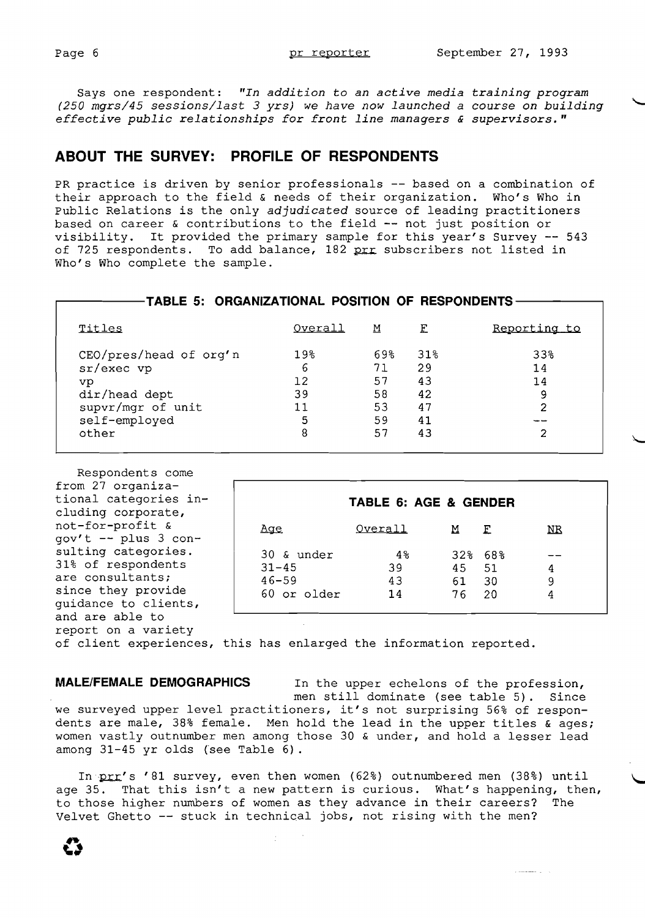Says one respondent: *"In addition to an active media training program (250 mgrs/45 sessions/last 3 yrs) we have now launched a course on building effective public relationships for front line managers & supervisors."*

## ABOUT THE SURVEY: PROFILE OF RESPONDENTS

PR practice is driven by senior professionals -- based on a combination of their approach to the field & needs of their organization. Who's Who in Public Relations is the only *adjudicated* source of leading practitioners based on career & contributions to the field -- not just position or visibility. It provided the primary sample for this year's Survey -- 543 of 725 respondents. To add balance, 182 prr subscribers not listed in Who's Who complete the sample.

**TABLE 5: ORGANIZATIONAL POSITION OF RESPONDENTS**

| Titles | Overall | M | F | Reporting to |
|---|---|---|---|---|
| CEO/pres/head of org'n | 19% | 69% | 31% | 33% |
| sr/exec vp | 6 | 71 | 29 | 14 |
| vp | 12 | 57 | 43 | 14 |
| dir/head dept | 39 | 58 | 42 | 9 |
| supvr/mgr of unit | 11 | 53 | 47 | 2 |
| self-employed | 5 | 59 | 41 | -- |
| other | 8 | 57 | 43 | 2 |

Respondents come from 27 organizational categories including corporate, not-for-profit & gov't -- plus 3 consulting categories. 31% of respondents are consultants; since they provide guidance to clients, and are able to report on a variety of client experiences, this has enlarged the information reported.

**TABLE 6: AGE & GENDER**

| Age | Overall | M | F | NR |
|---|---|---|---|---|
| 30 & under | 4% | 32% | 68% | -- |
| 31-45 | 39 | 45 | 51 | 4 |
| 46-59 | 43 | 61 | 30 | 9 |
| 60 or older | 14 | 76 | 20 | 4 |

**MALE/FEMALE DEMOGRAPHICS** In the upper echelons of the profession, men still dominate (see table 5). Since we surveyed upper level practitioners, it's not surprising 56% of respondents are male, 38% female. Men hold the lead in the upper titles & ages; women vastly outnumber men among those 30 & under, and hold a lesser lead among 31-45 yr olds (see Table 6).

In prr's '81 survey, even then women (62%) outnumbered men (38%) until age 35. That this isn't a new pattern is curious. What's happening, then, to those higher numbers of women as they advance in their careers? The Velvet Ghetto -- stuck in technical jobs, not rising with the men?